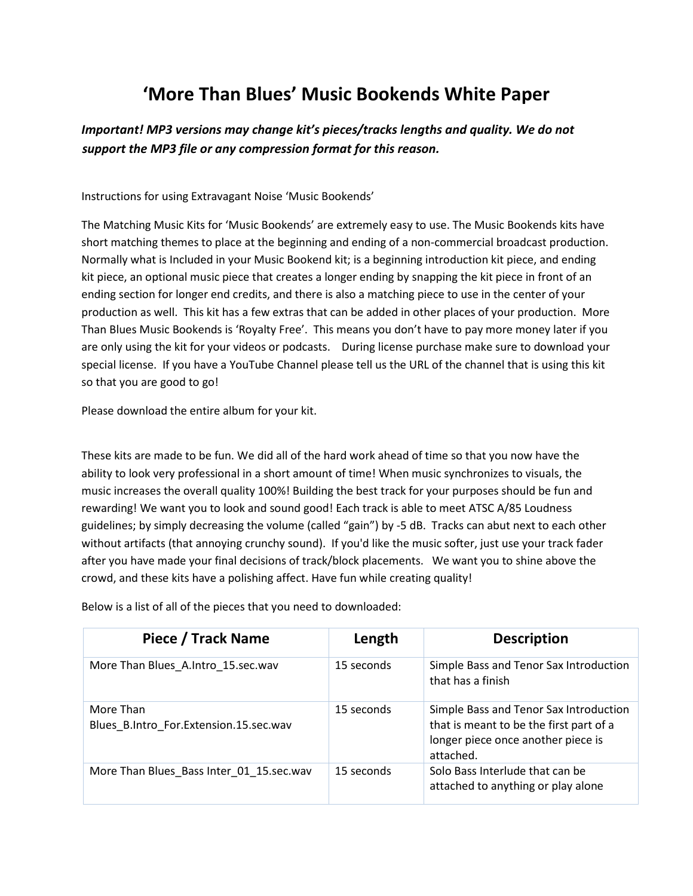# 'More Than Blues' Music Bookends White Paper

***Important! MP3 versions may change kit's pieces/tracks lengths and quality. We do not support the MP3 file or any compression format for this reason.***

Instructions for using Extravagant Noise 'Music Bookends'

The Matching Music Kits for 'Music Bookends' are extremely easy to use. The Music Bookends kits have short matching themes to place at the beginning and ending of a non-commercial broadcast production. Normally what is Included in your Music Bookend kit; is a beginning introduction kit piece, and ending kit piece, an optional music piece that creates a longer ending by snapping the kit piece in front of an ending section for longer end credits, and there is also a matching piece to use in the center of your production as well. This kit has a few extras that can be added in other places of your production. More Than Blues Music Bookends is 'Royalty Free'. This means you don't have to pay more money later if you are only using the kit for your videos or podcasts. During license purchase make sure to download your special license. If you have a YouTube Channel please tell us the URL of the channel that is using this kit so that you are good to go!

Please download the entire album for your kit.

These kits are made to be fun. We did all of the hard work ahead of time so that you now have the ability to look very professional in a short amount of time! When music synchronizes to visuals, the music increases the overall quality 100%! Building the best track for your purposes should be fun and rewarding! We want you to look and sound good! Each track is able to meet ATSC A/85 Loudness guidelines; by simply decreasing the volume (called "gain") by -5 dB. Tracks can abut next to each other without artifacts (that annoying crunchy sound). If you'd like the music softer, just use your track fader after you have made your final decisions of track/block placements. We want you to shine above the crowd, and these kits have a polishing affect. Have fun while creating quality!

Below is a list of all of the pieces that you need to downloaded:

| Piece / Track Name | Length | Description |
|---|---|---|
| More Than Blues_A.Intro_15.sec.wav | 15 seconds | Simple Bass and Tenor Sax Introduction that has a finish |
| More Than Blues_B.Intro_For.Extension.15.sec.wav | 15 seconds | Simple Bass and Tenor Sax Introduction that is meant to be the first part of a longer piece once another piece is attached. |
| More Than Blues_Bass Inter_01_15.sec.wav | 15 seconds | Solo Bass Interlude that can be attached to anything or play alone |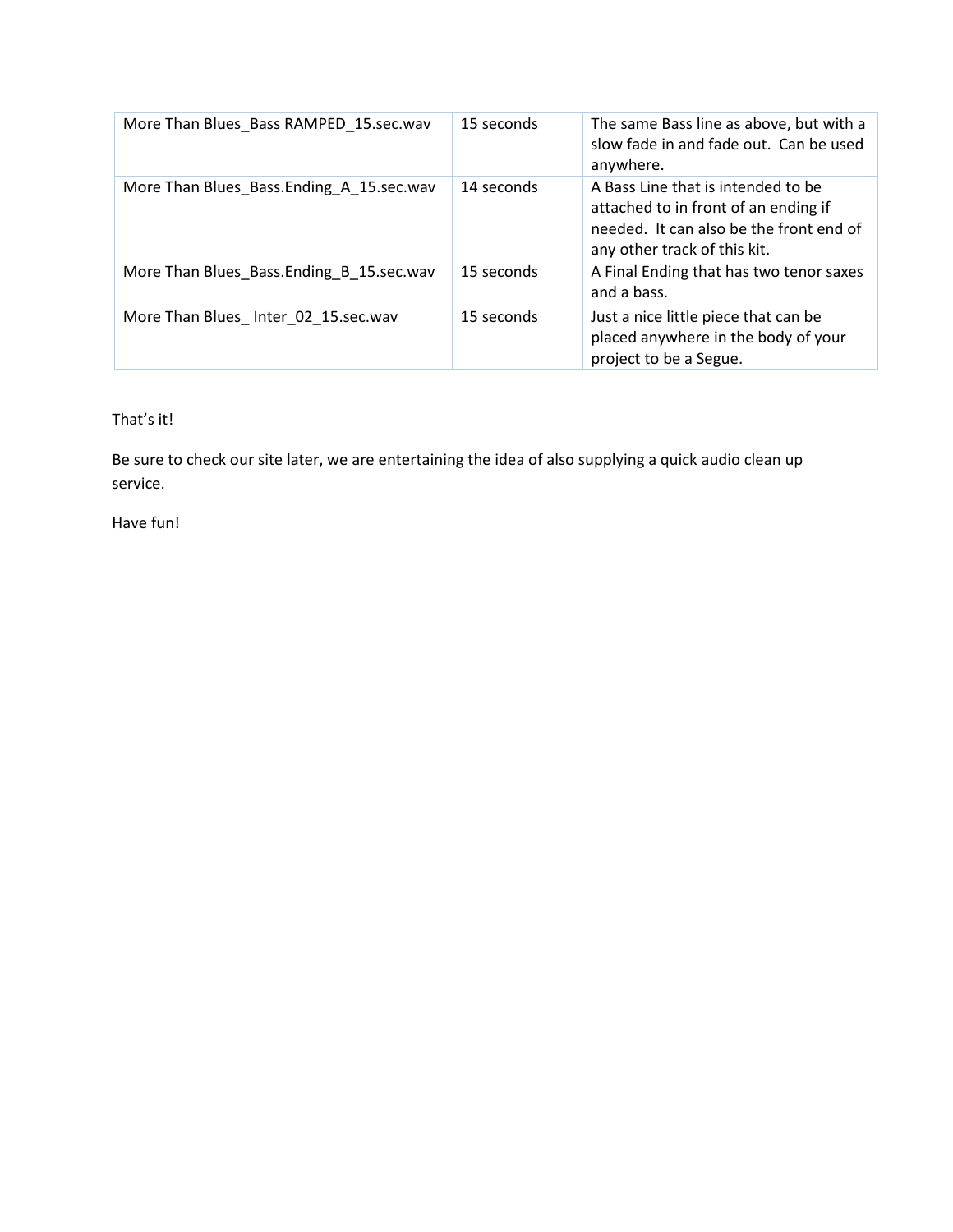| | | |
|---|---|---|
| More Than Blues_Bass RAMPED_15.sec.wav | 15 seconds | The same Bass line as above, but with a slow fade in and fade out. Can be used anywhere. |
| More Than Blues_Bass.Ending_A_15.sec.wav | 14 seconds | A Bass Line that is intended to be attached to in front of an ending if needed. It can also be the front end of any other track of this kit. |
| More Than Blues_Bass.Ending_B_15.sec.wav | 15 seconds | A Final Ending that has two tenor saxes and a bass. |
| More Than Blues_ Inter_02_15.sec.wav | 15 seconds | Just a nice little piece that can be placed anywhere in the body of your project to be a Segue. |

That's it!

Be sure to check our site later, we are entertaining the idea of also supplying a quick audio clean up service.

Have fun!